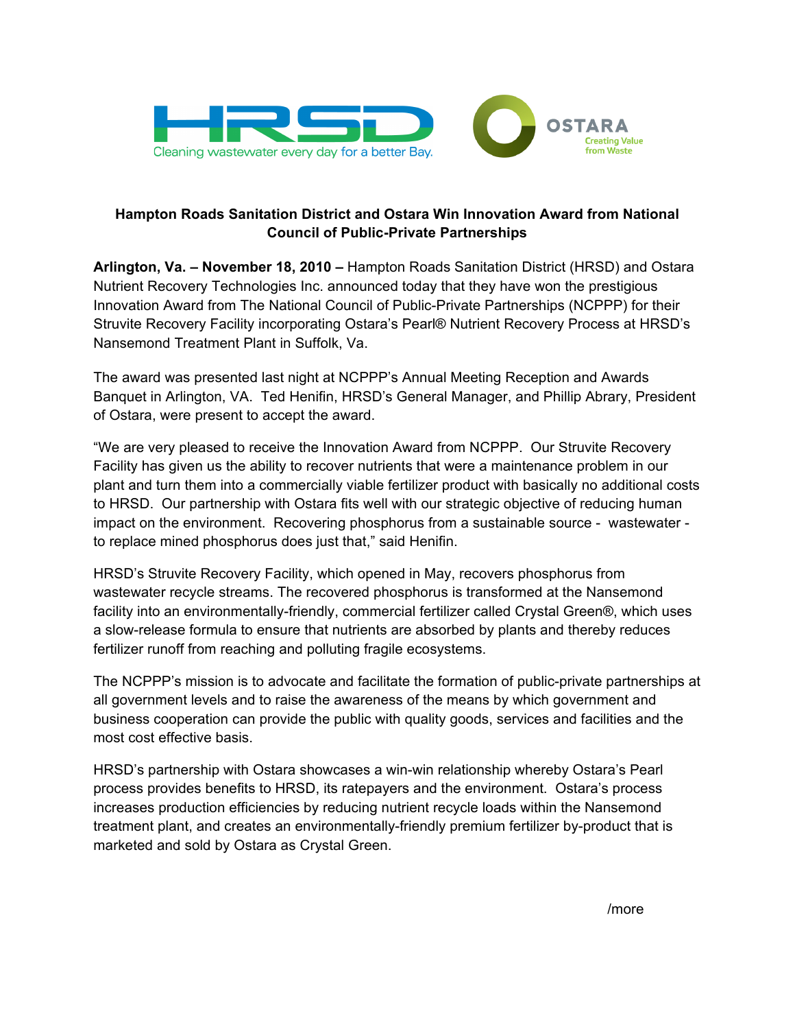HRSD — Cleaning wastewater every day for a better Bay.

OSTARA — Creating Value from Waste

**Hampton Roads Sanitation District and Ostara Win Innovation Award from National Council of Public-Private Partnerships**

**Arlington, Va. – November 18, 2010 –** Hampton Roads Sanitation District (HRSD) and Ostara Nutrient Recovery Technologies Inc. announced today that they have won the prestigious Innovation Award from The National Council of Public-Private Partnerships (NCPPP) for their Struvite Recovery Facility incorporating Ostara's Pearl® Nutrient Recovery Process at HRSD's Nansemond Treatment Plant in Suffolk, Va.

The award was presented last night at NCPPP's Annual Meeting Reception and Awards Banquet in Arlington, VA. Ted Henifin, HRSD's General Manager, and Phillip Abrary, President of Ostara, were present to accept the award.

"We are very pleased to receive the Innovation Award from NCPPP. Our Struvite Recovery Facility has given us the ability to recover nutrients that were a maintenance problem in our plant and turn them into a commercially viable fertilizer product with basically no additional costs to HRSD. Our partnership with Ostara fits well with our strategic objective of reducing human impact on the environment. Recovering phosphorus from a sustainable source - wastewater - to replace mined phosphorus does just that," said Henifin.

HRSD's Struvite Recovery Facility, which opened in May, recovers phosphorus from wastewater recycle streams. The recovered phosphorus is transformed at the Nansemond facility into an environmentally-friendly, commercial fertilizer called Crystal Green®, which uses a slow-release formula to ensure that nutrients are absorbed by plants and thereby reduces fertilizer runoff from reaching and polluting fragile ecosystems.

The NCPPP's mission is to advocate and facilitate the formation of public-private partnerships at all government levels and to raise the awareness of the means by which government and business cooperation can provide the public with quality goods, services and facilities and the most cost effective basis.

HRSD's partnership with Ostara showcases a win-win relationship whereby Ostara's Pearl process provides benefits to HRSD, its ratepayers and the environment. Ostara's process increases production efficiencies by reducing nutrient recycle loads within the Nansemond treatment plant, and creates an environmentally-friendly premium fertilizer by-product that is marketed and sold by Ostara as Crystal Green.

/more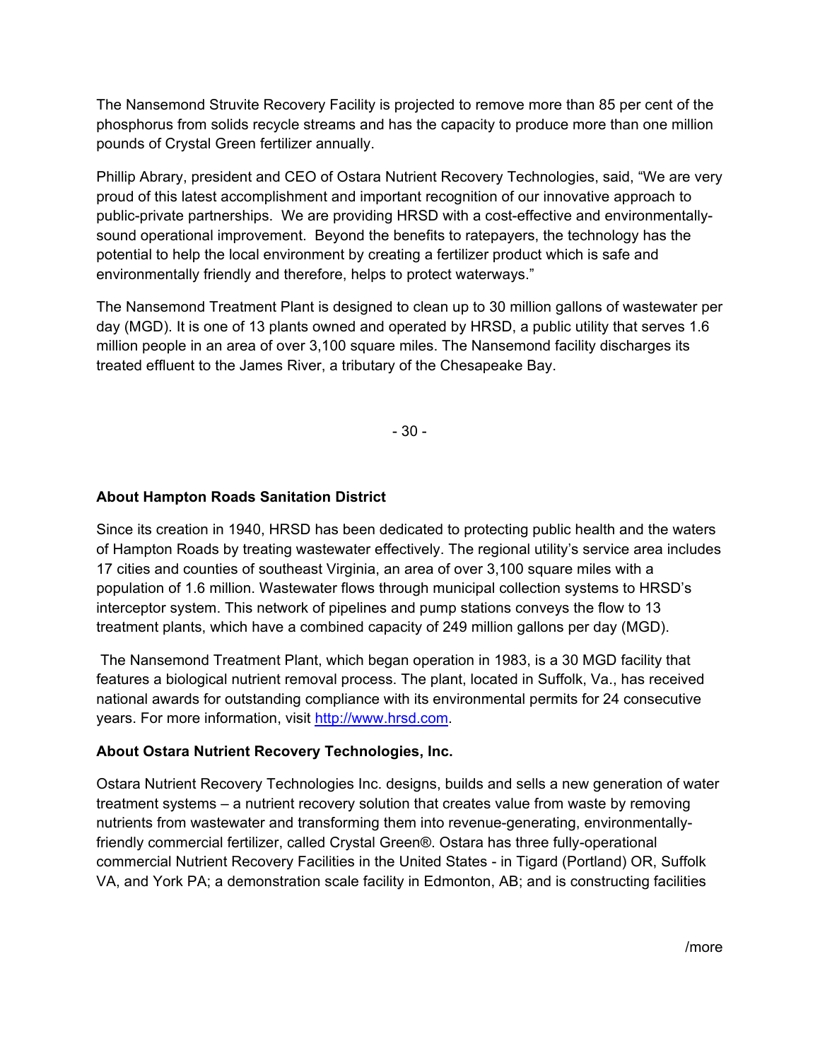The Nansemond Struvite Recovery Facility is projected to remove more than 85 per cent of the phosphorus from solids recycle streams and has the capacity to produce more than one million pounds of Crystal Green fertilizer annually.

Phillip Abrary, president and CEO of Ostara Nutrient Recovery Technologies, said, "We are very proud of this latest accomplishment and important recognition of our innovative approach to public-private partnerships. We are providing HRSD with a cost-effective and environmentally-sound operational improvement. Beyond the benefits to ratepayers, the technology has the potential to help the local environment by creating a fertilizer product which is safe and environmentally friendly and therefore, helps to protect waterways."

The Nansemond Treatment Plant is designed to clean up to 30 million gallons of wastewater per day (MGD). It is one of 13 plants owned and operated by HRSD, a public utility that serves 1.6 million people in an area of over 3,100 square miles. The Nansemond facility discharges its treated effluent to the James River, a tributary of the Chesapeake Bay.

- 30 -

**About Hampton Roads Sanitation District**

Since its creation in 1940, HRSD has been dedicated to protecting public health and the waters of Hampton Roads by treating wastewater effectively. The regional utility's service area includes 17 cities and counties of southeast Virginia, an area of over 3,100 square miles with a population of 1.6 million. Wastewater flows through municipal collection systems to HRSD's interceptor system. This network of pipelines and pump stations conveys the flow to 13 treatment plants, which have a combined capacity of 249 million gallons per day (MGD).

The Nansemond Treatment Plant, which began operation in 1983, is a 30 MGD facility that features a biological nutrient removal process. The plant, located in Suffolk, Va., has received national awards for outstanding compliance with its environmental permits for 24 consecutive years. For more information, visit http://www.hrsd.com.

**About Ostara Nutrient Recovery Technologies, Inc.**

Ostara Nutrient Recovery Technologies Inc. designs, builds and sells a new generation of water treatment systems – a nutrient recovery solution that creates value from waste by removing nutrients from wastewater and transforming them into revenue-generating, environmentally-friendly commercial fertilizer, called Crystal Green®. Ostara has three fully-operational commercial Nutrient Recovery Facilities in the United States - in Tigard (Portland) OR, Suffolk VA, and York PA; a demonstration scale facility in Edmonton, AB; and is constructing facilities

/more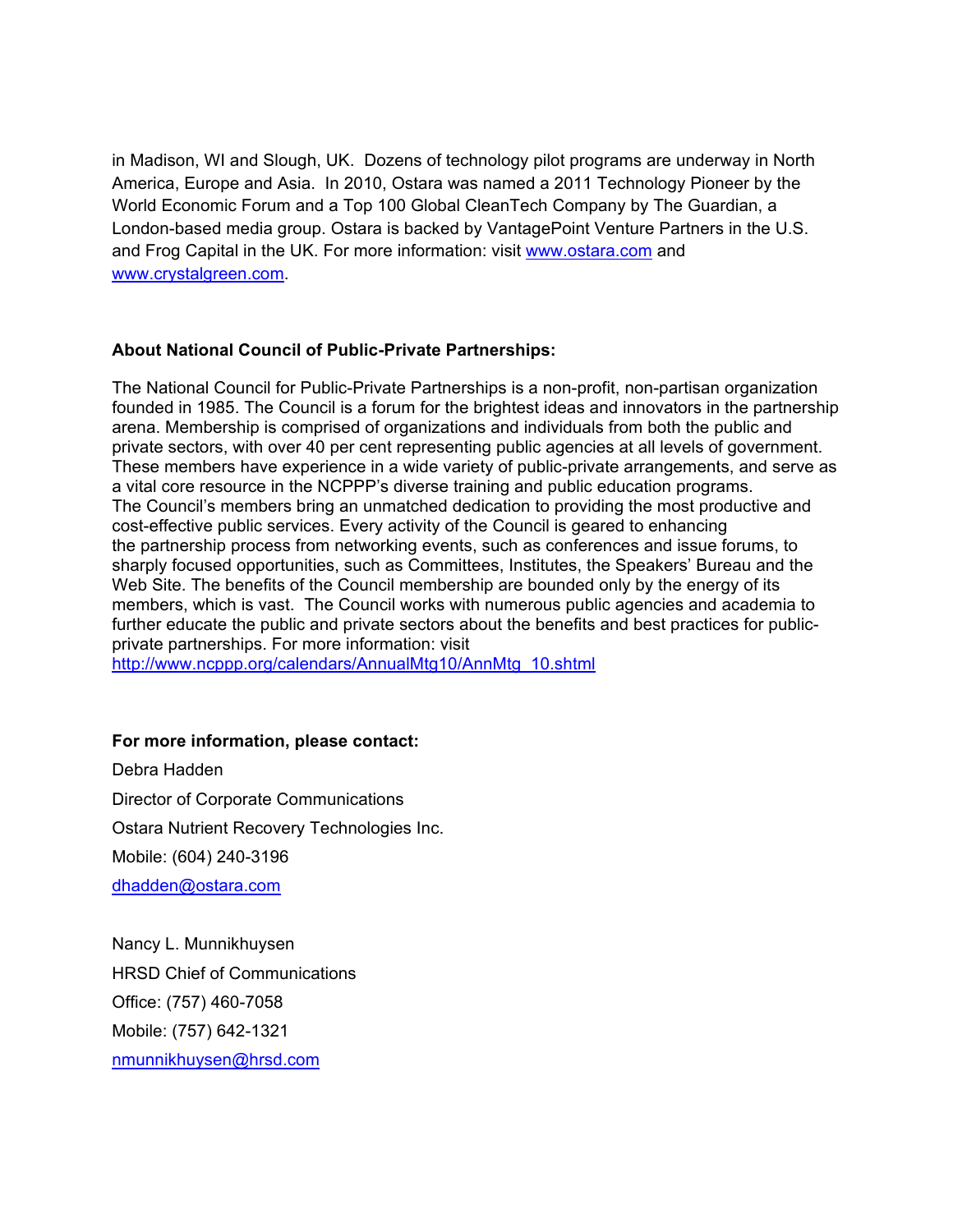in Madison, WI and Slough, UK. Dozens of technology pilot programs are underway in North America, Europe and Asia. In 2010, Ostara was named a 2011 Technology Pioneer by the World Economic Forum and a Top 100 Global CleanTech Company by The Guardian, a London-based media group. Ostara is backed by VantagePoint Venture Partners in the U.S. and Frog Capital in the UK. For more information: visit [www.ostara.com](http://www.ostara.com) and [www.crystalgreen.com](http://www.crystalgreen.com).

**About National Council of Public-Private Partnerships:**

The National Council for Public-Private Partnerships is a non-profit, non-partisan organization founded in 1985. The Council is a forum for the brightest ideas and innovators in the partnership arena. Membership is comprised of organizations and individuals from both the public and private sectors, with over 40 per cent representing public agencies at all levels of government. These members have experience in a wide variety of public-private arrangements, and serve as a vital core resource in the NCPPP's diverse training and public education programs. The Council's members bring an unmatched dedication to providing the most productive and cost-effective public services. Every activity of the Council is geared to enhancing the partnership process from networking events, such as conferences and issue forums, to sharply focused opportunities, such as Committees, Institutes, the Speakers' Bureau and the Web Site. The benefits of the Council membership are bounded only by the energy of its members, which is vast. The Council works with numerous public agencies and academia to further educate the public and private sectors about the benefits and best practices for public-private partnerships. For more information: visit [http://www.ncppp.org/calendars/AnnualMtg10/AnnMtg_10.shtml](http://www.ncppp.org/calendars/AnnualMtg10/AnnMtg_10.shtml)

**For more information, please contact:**

Debra Hadden

Director of Corporate Communications

Ostara Nutrient Recovery Technologies Inc.

Mobile: (604) 240-3196

[dhadden@ostara.com](mailto:dhadden@ostara.com)

Nancy L. Munnikhuysen

HRSD Chief of Communications

Office: (757) 460-7058

Mobile: (757) 642-1321

[nmunnikhuysen@hrsd.com](mailto:nmunnikhuysen@hrsd.com)